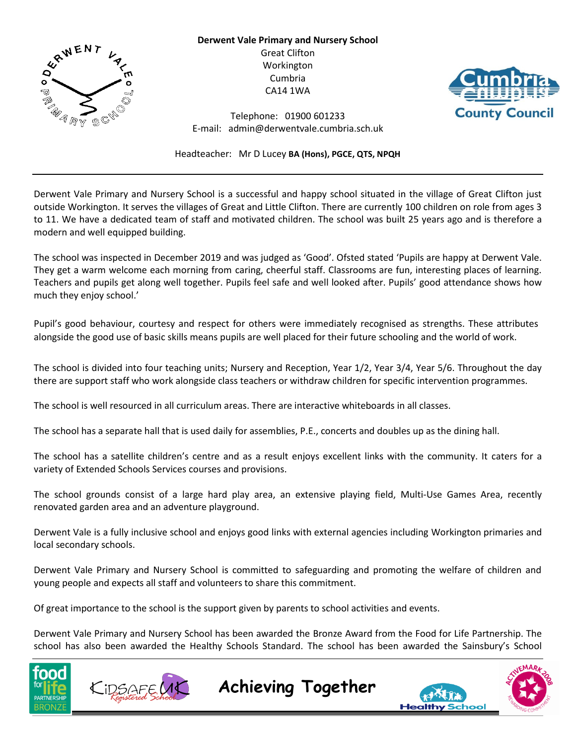**Derwent Vale Primary and Nursery School**
Great Clifton
Workington
Cumbria
CA14 1WA

Telephone: 01900 601233
E-mail: admin@derwentvale.cumbria.sch.uk

Headteacher: Mr D Lucey **BA (Hons), PGCE, QTS, NPQH**

---

Derwent Vale Primary and Nursery School is a successful and happy school situated in the village of Great Clifton just outside Workington. It serves the villages of Great and Little Clifton. There are currently 100 children on role from ages 3 to 11. We have a dedicated team of staff and motivated children. The school was built 25 years ago and is therefore a modern and well equipped building.

The school was inspected in December 2019 and was judged as 'Good'. Ofsted stated 'Pupils are happy at Derwent Vale. They get a warm welcome each morning from caring, cheerful staff. Classrooms are fun, interesting places of learning. Teachers and pupils get along well together. Pupils feel safe and well looked after. Pupils' good attendance shows how much they enjoy school.'

Pupil's good behaviour, courtesy and respect for others were immediately recognised as strengths. These attributes alongside the good use of basic skills means pupils are well placed for their future schooling and the world of work.

The school is divided into four teaching units; Nursery and Reception, Year 1/2, Year 3/4, Year 5/6. Throughout the day there are support staff who work alongside class teachers or withdraw children for specific intervention programmes.

The school is well resourced in all curriculum areas. There are interactive whiteboards in all classes.

The school has a separate hall that is used daily for assemblies, P.E., concerts and doubles up as the dining hall.

The school has a satellite children's centre and as a result enjoys excellent links with the community. It caters for a variety of Extended Schools Services courses and provisions.

The school grounds consist of a large hard play area, an extensive playing field, Multi-Use Games Area, recently renovated garden area and an adventure playground.

Derwent Vale is a fully inclusive school and enjoys good links with external agencies including Workington primaries and local secondary schools.

Derwent Vale Primary and Nursery School is committed to safeguarding and promoting the welfare of children and young people and expects all staff and volunteers to share this commitment.

Of great importance to the school is the support given by parents to school activities and events.

Derwent Vale Primary and Nursery School has been awarded the Bronze Award from the Food for Life Partnership. The school has also been awarded the Healthy Schools Standard. The school has been awarded the Sainsbury's School

**Achieving Together**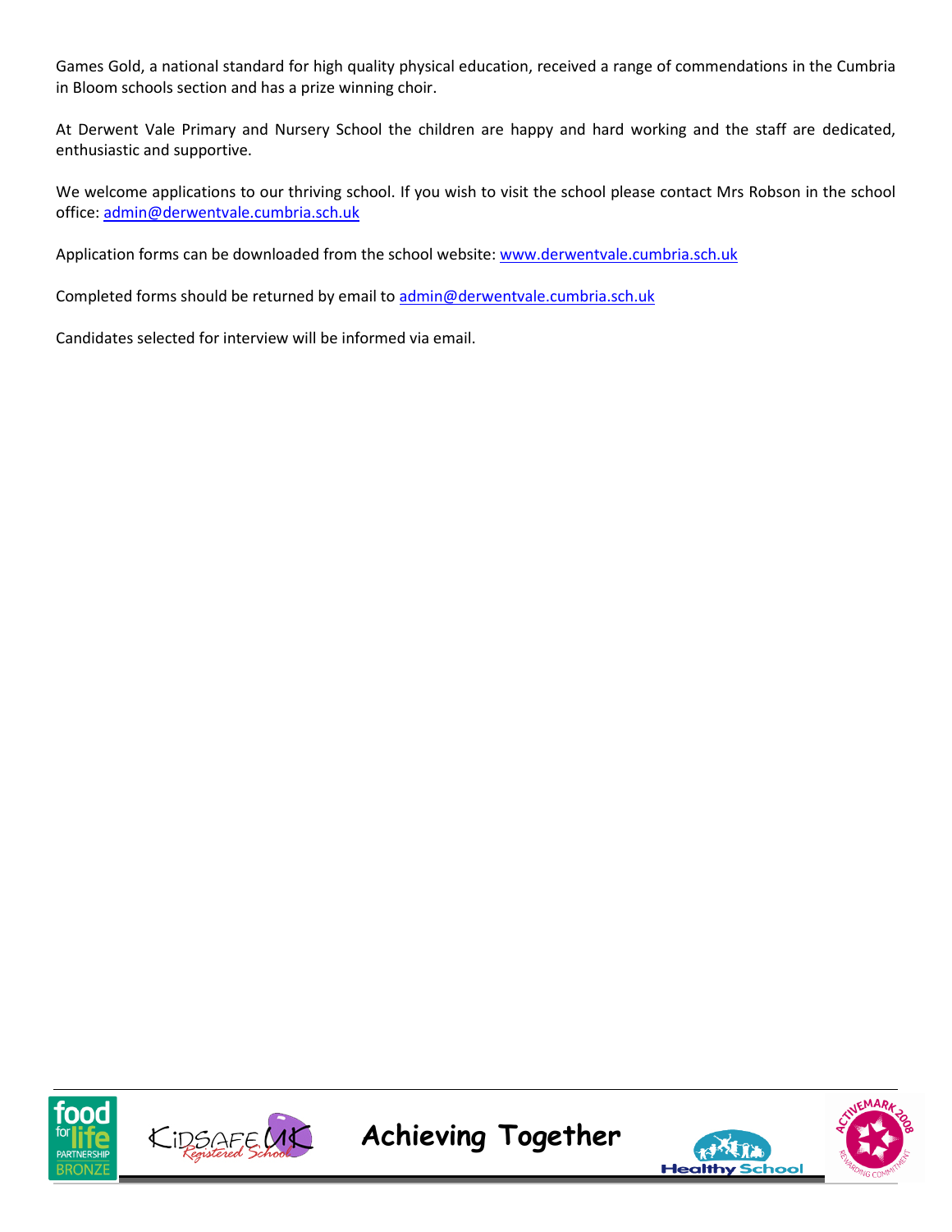Games Gold, a national standard for high quality physical education, received a range of commendations in the Cumbria in Bloom schools section and has a prize winning choir.

At Derwent Vale Primary and Nursery School the children are happy and hard working and the staff are dedicated, enthusiastic and supportive.

We welcome applications to our thriving school. If you wish to visit the school please contact Mrs Robson in the school office: admin@derwentvale.cumbria.sch.uk

Application forms can be downloaded from the school website: www.derwentvale.cumbria.sch.uk

Completed forms should be returned by email to admin@derwentvale.cumbria.sch.uk

Candidates selected for interview will be informed via email.